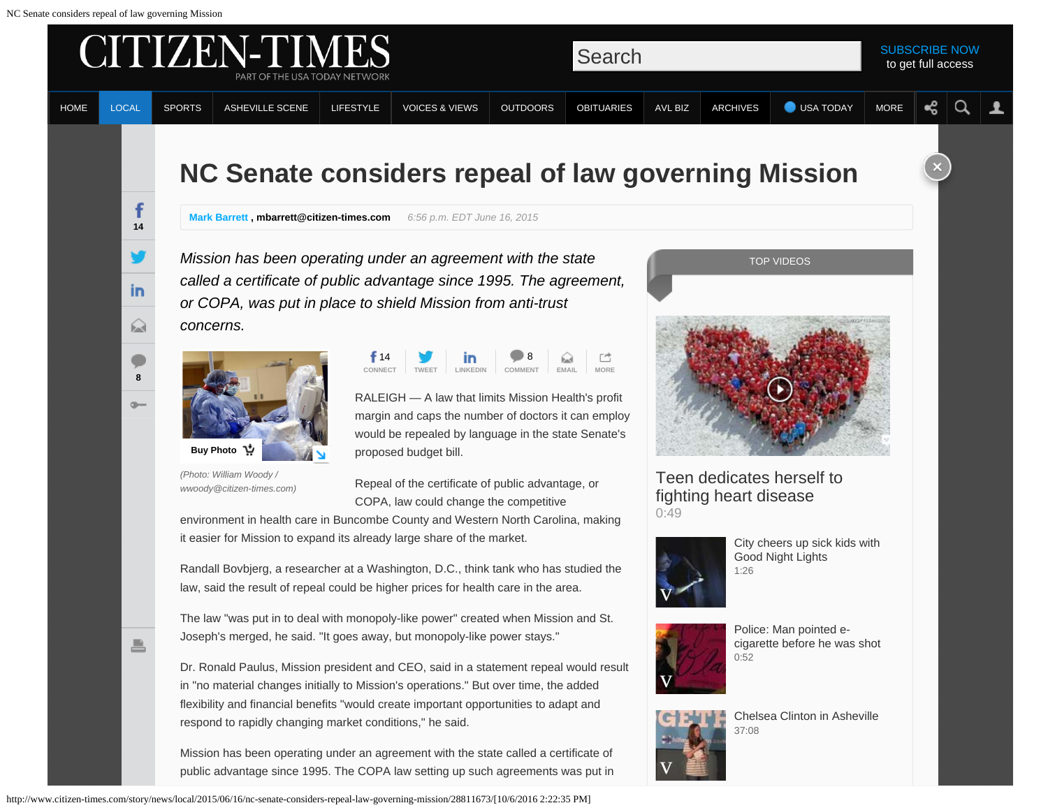# NC Senate considers repeal of law governing Mission

**Mark Barrett**, **mbarrett@citizen-times.com** *6:56 p.m. EDT June 16, 2015*

*Mission has been operating under an agreement with the state called a certificate of public advantage since 1995. The agreement, or COPA, was put in place to shield Mission from anti-trust concerns.*

*(Photo: William Woody / wwoody@citizen-times.com)*

RALEIGH — A law that limits Mission Health's profit margin and caps the number of doctors it can employ would be repealed by language in the state Senate's proposed budget bill.

Repeal of the certificate of public advantage, or COPA, law could change the competitive environment in health care in Buncombe County and Western North Carolina, making it easier for Mission to expand its already large share of the market.

Randall Bovbjerg, a researcher at a Washington, D.C., think tank who has studied the law, said the result of repeal could be higher prices for health care in the area.

The law "was put in to deal with monopoly-like power" created when Mission and St. Joseph's merged, he said. "It goes away, but monopoly-like power stays."

Dr. Ronald Paulus, Mission president and CEO, said in a statement repeal would result in "no material changes initially to Mission's operations." But over time, the added flexibility and financial benefits "would create important opportunities to adapt and respond to rapidly changing market conditions," he said.

Mission has been operating under an agreement with the state called a certificate of public advantage since 1995. The COPA law setting up such agreements was put in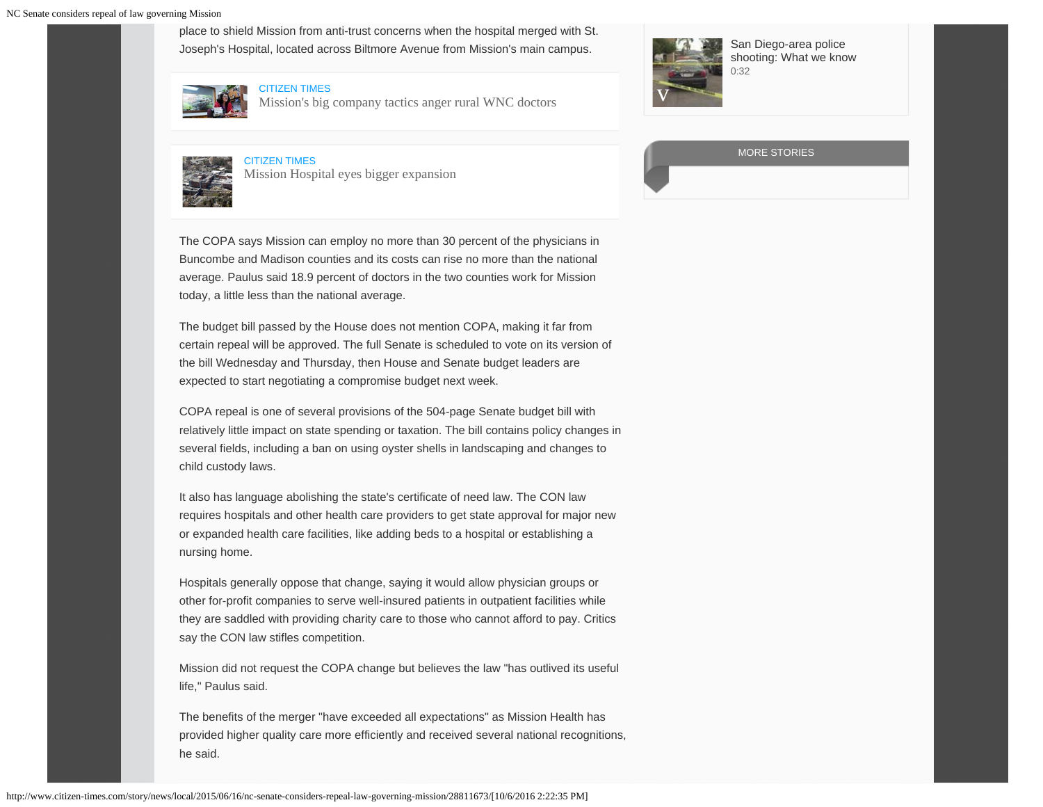place to shield Mission from anti-trust concerns when the hospital merged with St. Joseph's Hospital, located across Biltmore Avenue from Mission's main campus.

CITIZEN TIMES
Mission's big company tactics anger rural WNC doctors

CITIZEN TIMES
Mission Hospital eyes bigger expansion

The COPA says Mission can employ no more than 30 percent of the physicians in Buncombe and Madison counties and its costs can rise no more than the national average. Paulus said 18.9 percent of doctors in the two counties work for Mission today, a little less than the national average.

The budget bill passed by the House does not mention COPA, making it far from certain repeal will be approved. The full Senate is scheduled to vote on its version of the bill Wednesday and Thursday, then House and Senate budget leaders are expected to start negotiating a compromise budget next week.

COPA repeal is one of several provisions of the 504-page Senate budget bill with relatively little impact on state spending or taxation. The bill contains policy changes in several fields, including a ban on using oyster shells in landscaping and changes to child custody laws.

It also has language abolishing the state's certificate of need law. The CON law requires hospitals and other health care providers to get state approval for major new or expanded health care facilities, like adding beds to a hospital or establishing a nursing home.

Hospitals generally oppose that change, saying it would allow physician groups or other for-profit companies to serve well-insured patients in outpatient facilities while they are saddled with providing charity care to those who cannot afford to pay. Critics say the CON law stifles competition.

Mission did not request the COPA change but believes the law "has outlived its useful life," Paulus said.

The benefits of the merger "have exceeded all expectations" as Mission Health has provided higher quality care more efficiently and received several national recognitions, he said.

San Diego-area police shooting: What we know
0:32

MORE STORIES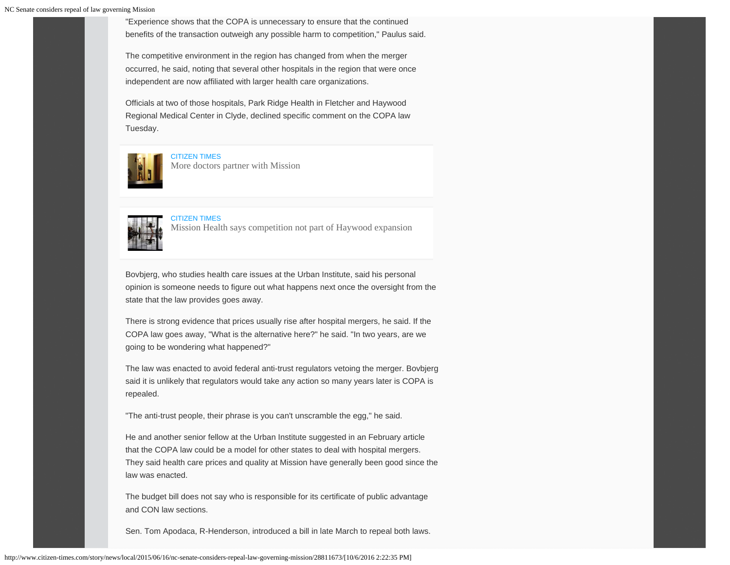"Experience shows that the COPA is unnecessary to ensure that the continued benefits of the transaction outweigh any possible harm to competition," Paulus said.

The competitive environment in the region has changed from when the merger occurred, he said, noting that several other hospitals in the region that were once independent are now affiliated with larger health care organizations.

Officials at two of those hospitals, Park Ridge Health in Fletcher and Haywood Regional Medical Center in Clyde, declined specific comment on the COPA law Tuesday.

CITIZEN TIMES
More doctors partner with Mission

CITIZEN TIMES
Mission Health says competition not part of Haywood expansion

Bovbjerg, who studies health care issues at the Urban Institute, said his personal opinion is someone needs to figure out what happens next once the oversight from the state that the law provides goes away.

There is strong evidence that prices usually rise after hospital mergers, he said. If the COPA law goes away, "What is the alternative here?" he said. "In two years, are we going to be wondering what happened?"

The law was enacted to avoid federal anti-trust regulators vetoing the merger. Bovbjerg said it is unlikely that regulators would take any action so many years later is COPA is repealed.

"The anti-trust people, their phrase is you can't unscramble the egg," he said.

He and another senior fellow at the Urban Institute suggested in an February article that the COPA law could be a model for other states to deal with hospital mergers. They said health care prices and quality at Mission have generally been good since the law was enacted.

The budget bill does not say who is responsible for its certificate of public advantage and CON law sections.

Sen. Tom Apodaca, R-Henderson, introduced a bill in late March to repeal both laws.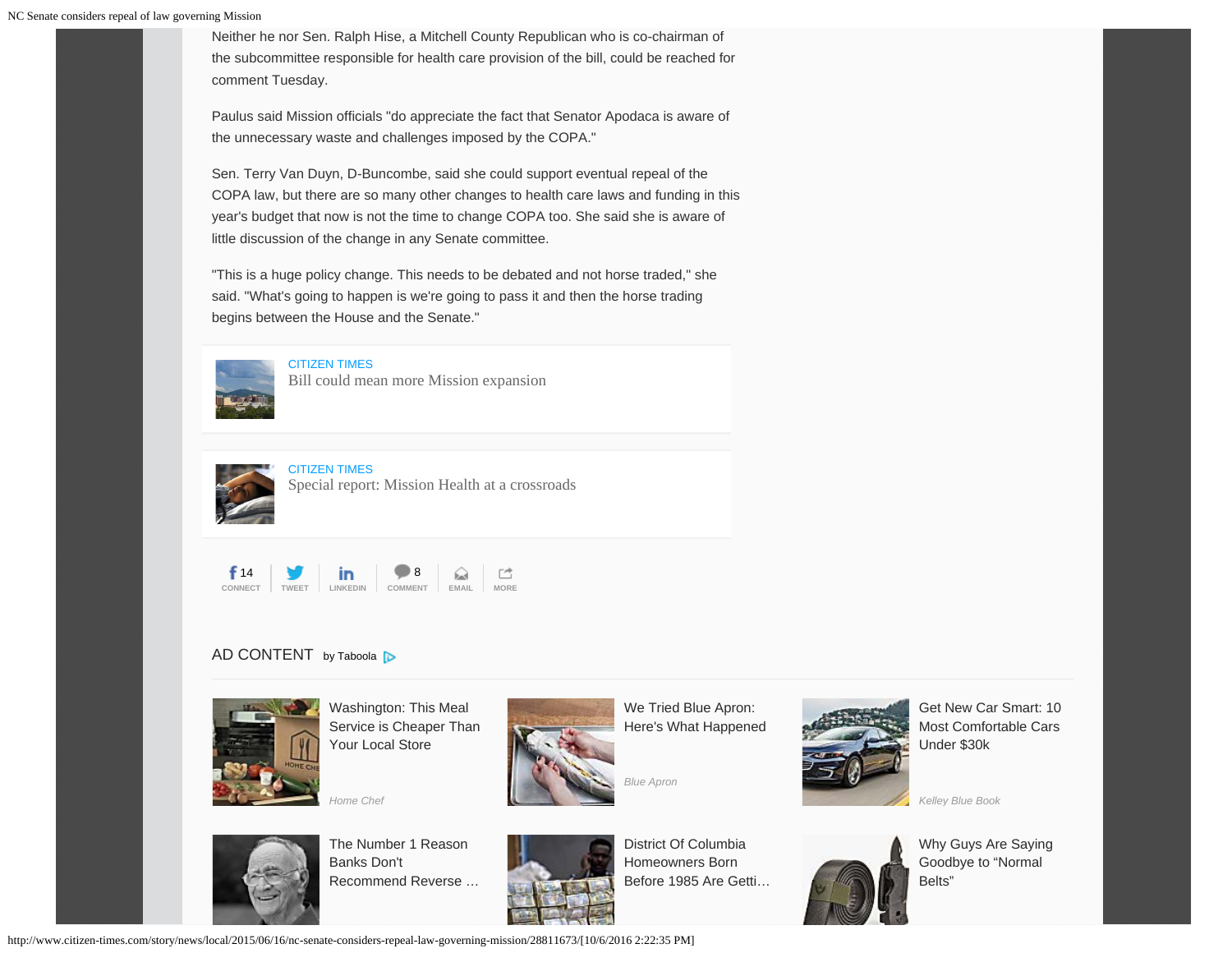Neither he nor Sen. Ralph Hise, a Mitchell County Republican who is co-chairman of the subcommittee responsible for health care provision of the bill, could be reached for comment Tuesday.

Paulus said Mission officials "do appreciate the fact that Senator Apodaca is aware of the unnecessary waste and challenges imposed by the COPA."

Sen. Terry Van Duyn, D-Buncombe, said she could support eventual repeal of the COPA law, but there are so many other changes to health care laws and funding in this year's budget that now is not the time to change COPA too. She said she is aware of little discussion of the change in any Senate committee.

"This is a huge policy change. This needs to be debated and not horse traded," she said. "What's going to happen is we're going to pass it and then the horse trading begins between the House and the Senate."

CITIZEN TIMES
Bill could mean more Mission expansion

CITIZEN TIMES
Special report: Mission Health at a crossroads

14 CONNECT | TWEET | LINKEDIN | 8 COMMENT | EMAIL | MORE

AD CONTENT by Taboola

Washington: This Meal Service is Cheaper Than Your Local Store
*Home Chef*

We Tried Blue Apron: Here's What Happened
*Blue Apron*

Get New Car Smart: 10 Most Comfortable Cars Under $30k
*Kelley Blue Book*

The Number 1 Reason Banks Don't Recommend Reverse …

District Of Columbia Homeowners Born Before 1985 Are Getti…

Why Guys Are Saying Goodbye to "Normal Belts"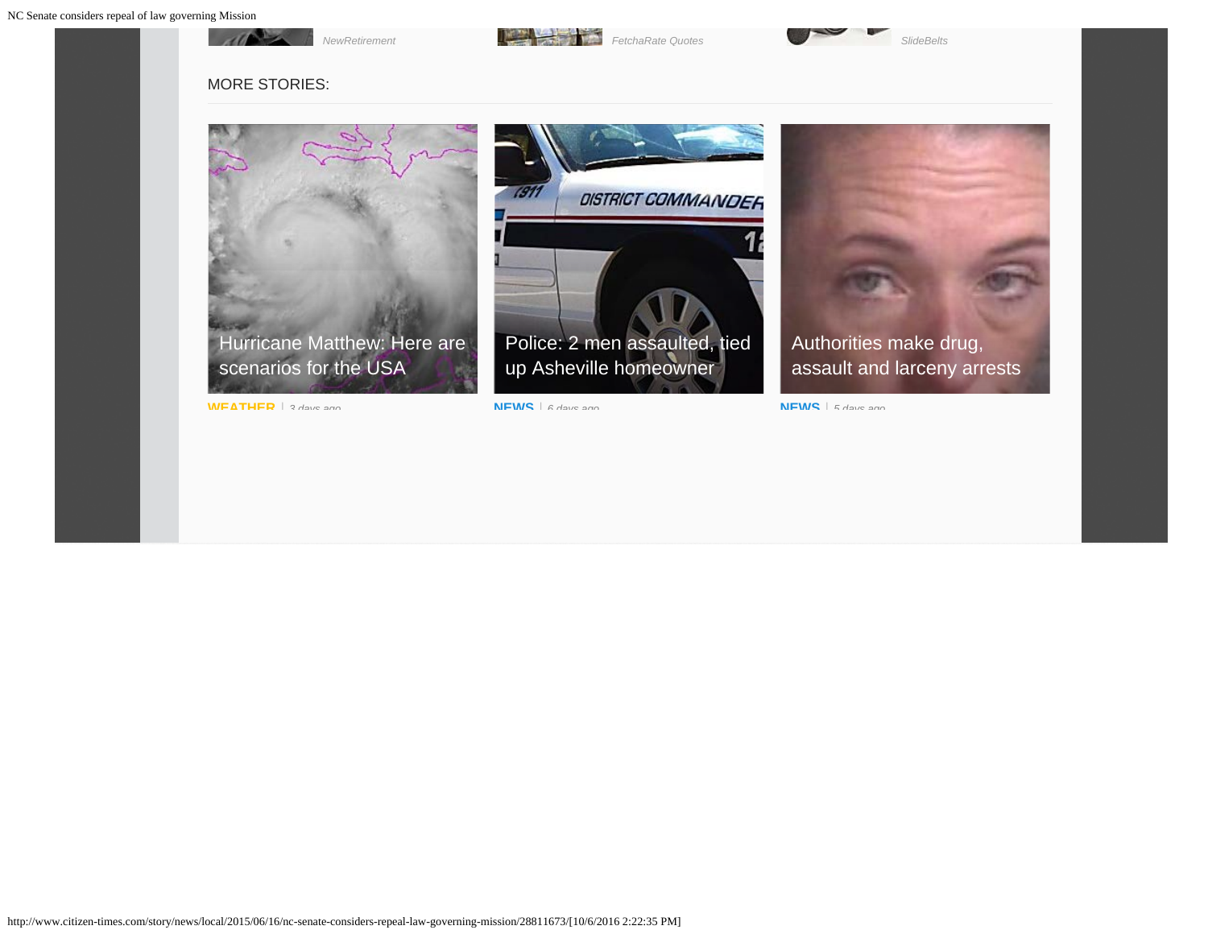NewRetirement

FetchaRate Quotes

SlideBelts

MORE STORIES:

Hurricane Matthew: Here are scenarios for the USA

WEATHER | 3 days ago

Police: 2 men assaulted, tied up Asheville homeowner

NEWS | 6 days ago

Authorities make drug, assault and larceny arrests

NEWS | 5 days ago